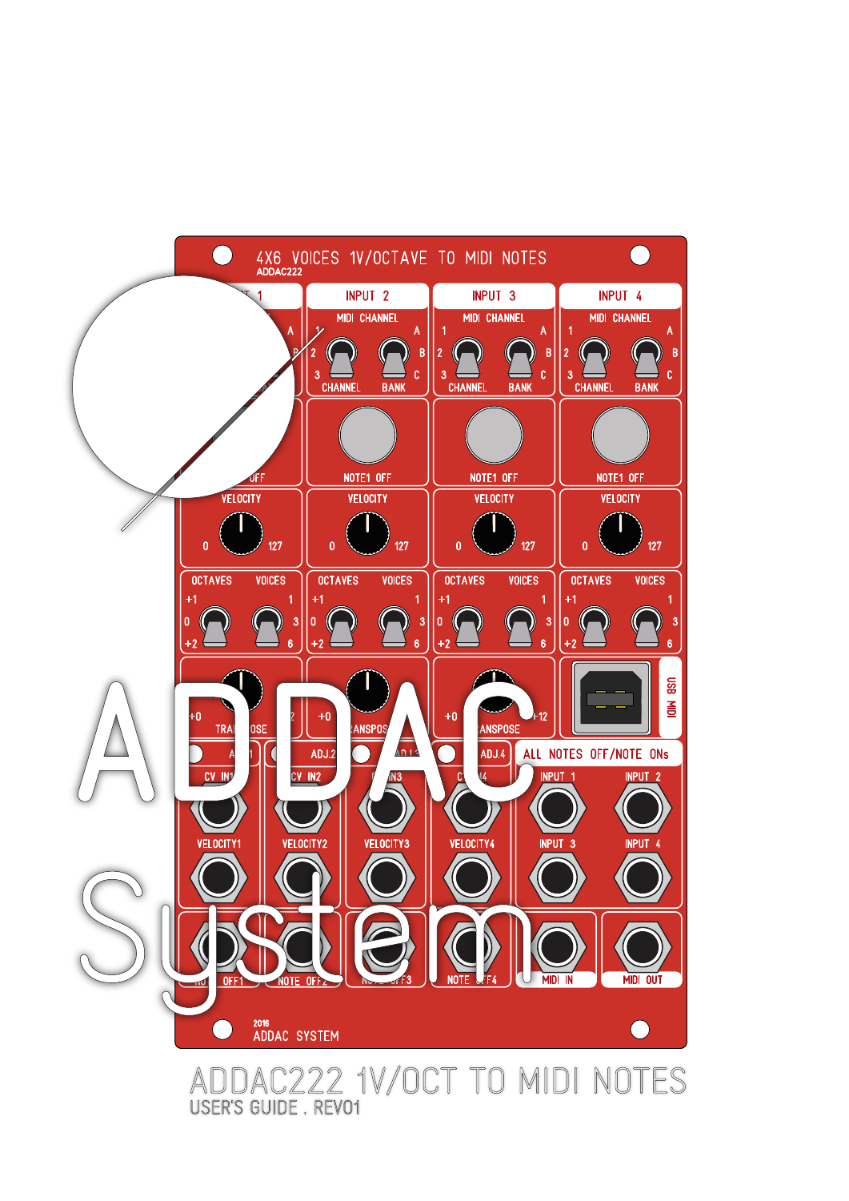# ADDAC System

# ADDAC222 1V/OCT TO MIDI NOTES

USER'S GUIDE . REV01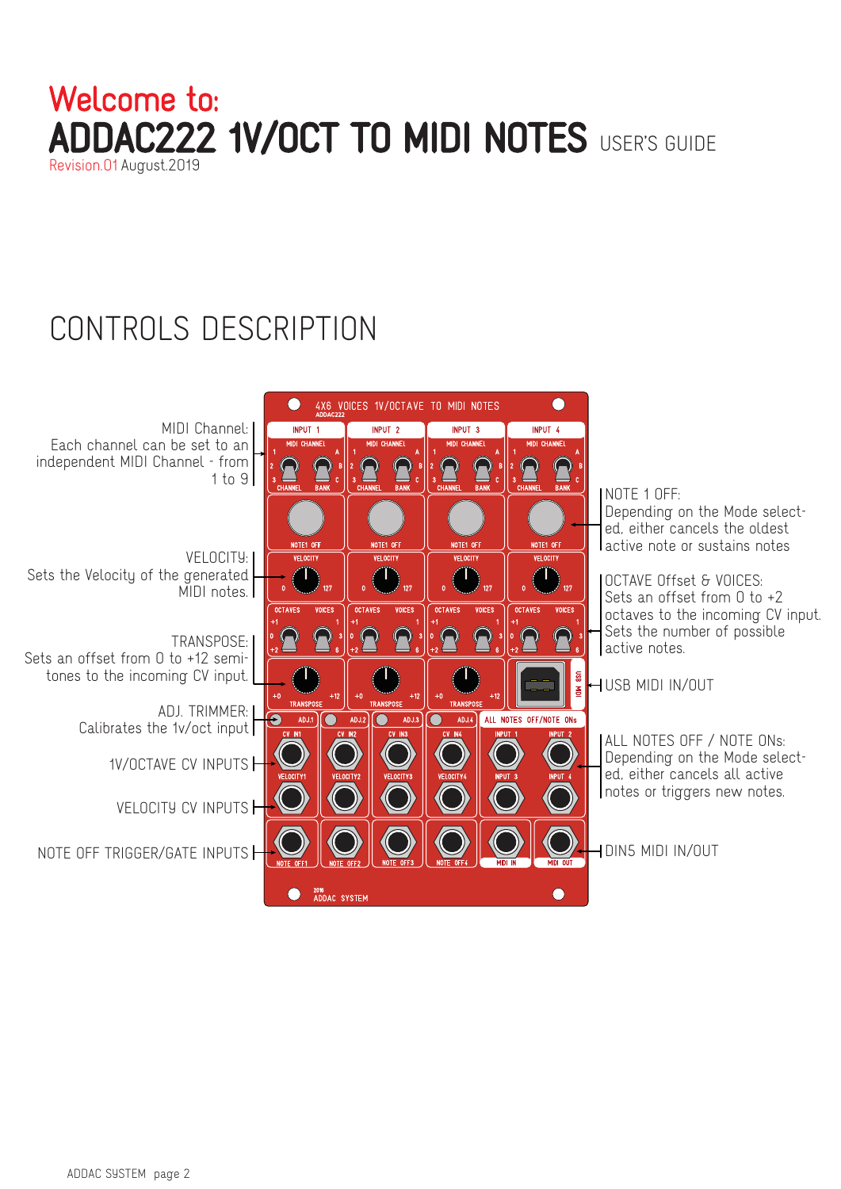# Welcome to:

# ADDAC222 1V/OCT TO MIDI NOTES USER'S GUIDE

Revision.01 August.2019

## CONTROLS DESCRIPTION

MIDI Channel: Each channel can be set to an independent MIDI Channel - from 1 to 9

VELOCITY: Sets the Velocity of the generated MIDI notes.

TRANSPOSE: Sets an offset from 0 to +12 semitones to the incoming CV input.

ADJ. TRIMMER: Calibrates the 1v/oct input

1V/OCTAVE CV INPUTS

VELOCITY CV INPUTS

NOTE OFF TRIGGER/GATE INPUTS

NOTE 1 OFF: Depending on the Mode selected, either cancels the oldest active note or sustains notes

OCTAVE Offset & VOICES: Sets an offset from 0 to +2 octaves to the incoming CV input. Sets the number of possible active notes.

USB MIDI IN/OUT

ALL NOTES OFF / NOTE ONs: Depending on the Mode selected, either cancels all active notes or triggers new notes.

DIN5 MIDI IN/OUT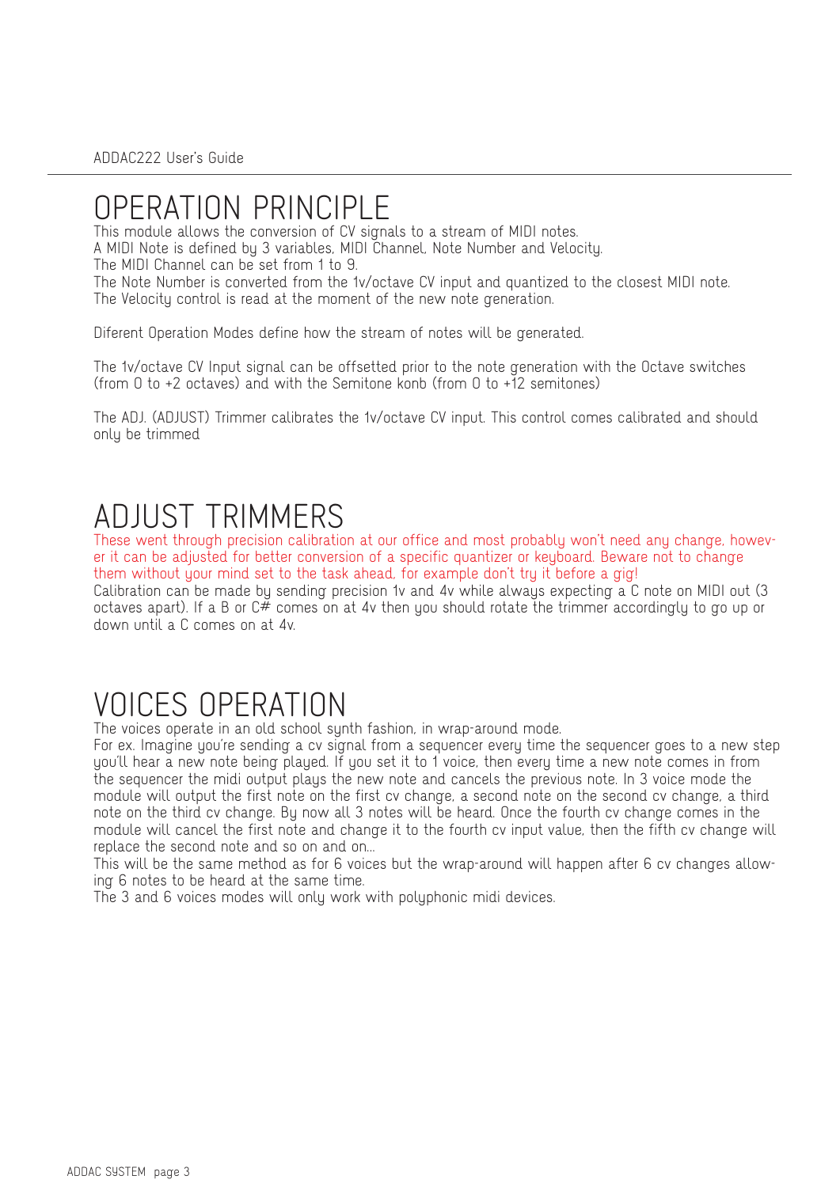# OPERATION PRINCIPLE

This module allows the conversion of CV signals to a stream of MIDI notes.
A MIDI Note is defined by 3 variables, MIDI Channel, Note Number and Velocity.
The MIDI Channel can be set from 1 to 9.
The Note Number is converted from the 1v/octave CV input and quantized to the closest MIDI note.
The Velocity control is read at the moment of the new note generation.

Diferent Operation Modes define how the stream of notes will be generated.

The 1v/octave CV Input signal can be offsetted prior to the note generation with the Octave switches (from 0 to +2 octaves) and with the Semitone konb (from 0 to +12 semitones)

The ADJ. (ADJUST) Trimmer calibrates the 1v/octave CV input. This control comes calibrated and should only be trimmed

# ADJUST TRIMMERS

These went through precision calibration at our office and most probably won't need any change, however it can be adjusted for better conversion of a specific quantizer or keyboard. Beware not to change them without your mind set to the task ahead, for example don't try it before a gig!
Calibration can be made by sending precision 1v and 4v while always expecting a C note on MIDI out (3 octaves apart). If a B or C# comes on at 4v then you should rotate the trimmer accordingly to go up or down until a C comes on at 4v.

# VOICES OPERATION

The voices operate in an old school synth fashion, in wrap-around mode.
For ex. Imagine you're sending a cv signal from a sequencer every time the sequencer goes to a new step you'll hear a new note being played. If you set it to 1 voice, then every time a new note comes in from the sequencer the midi output plays the new note and cancels the previous note. In 3 voice mode the module will output the first note on the first cv change, a second note on the second cv change, a third note on the third cv change. By now all 3 notes will be heard. Once the fourth cv change comes in the module will cancel the first note and change it to the fourth cv input value, then the fifth cv change will replace the second note and so on and on...
This will be the same method as for 6 voices but the wrap-around will happen after 6 cv changes allowing 6 notes to be heard at the same time.
The 3 and 6 voices modes will only work with polyphonic midi devices.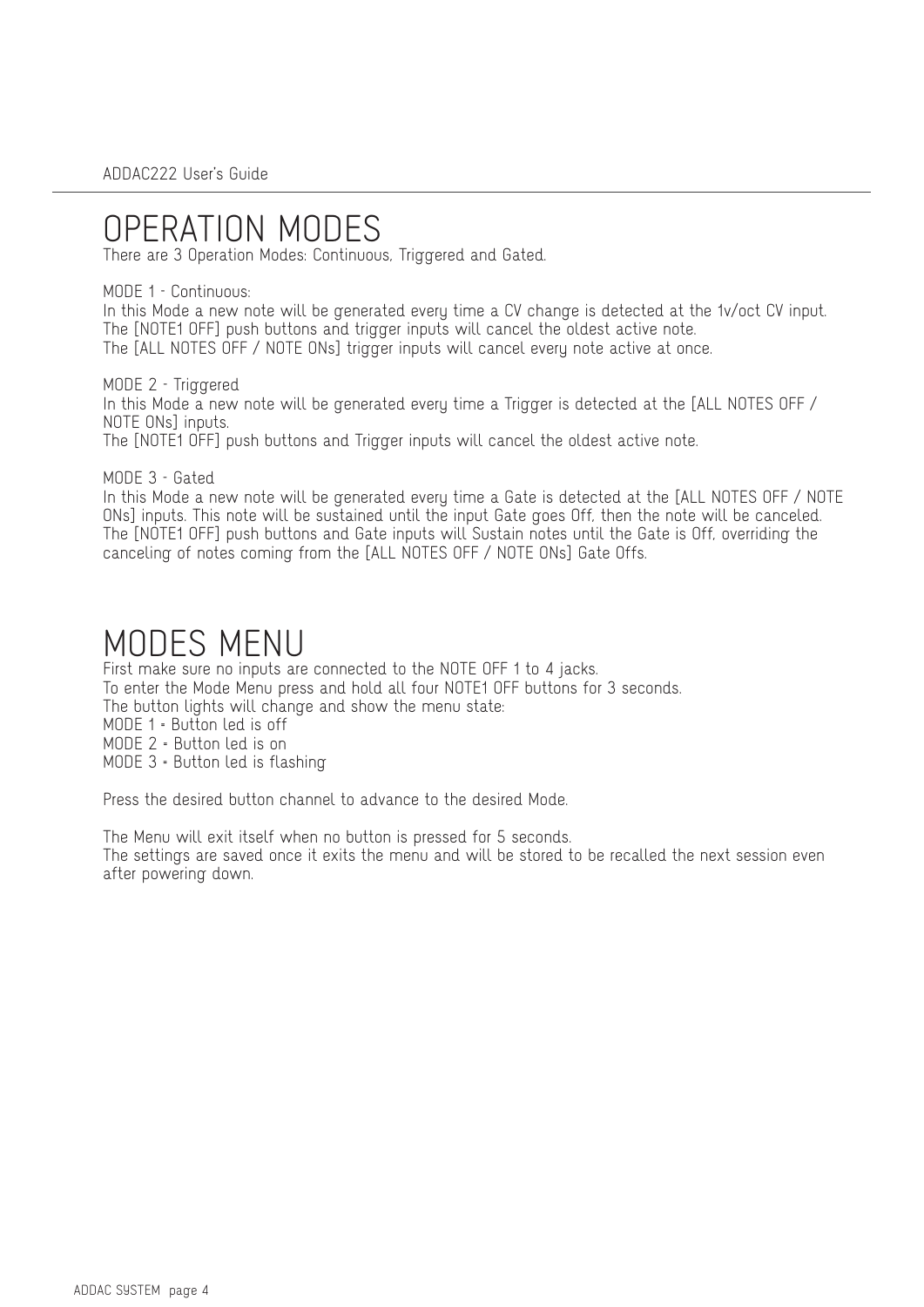# OPERATION MODES

There are 3 Operation Modes: Continuous, Triggered and Gated.

MODE 1 - Continuous:
In this Mode a new note will be generated every time a CV change is detected at the 1v/oct CV input.
The [NOTE1 OFF] push buttons and trigger inputs will cancel the oldest active note.
The [ALL NOTES OFF / NOTE ONs] trigger inputs will cancel every note active at once.

MODE 2 - Triggered
In this Mode a new note will be generated every time a Trigger is detected at the [ALL NOTES OFF / NOTE ONs] inputs.
The [NOTE1 OFF] push buttons and Trigger inputs will cancel the oldest active note.

MODE 3 - Gated
In this Mode a new note will be generated every time a Gate is detected at the [ALL NOTES OFF / NOTE ONs] inputs. This note will be sustained until the input Gate goes Off, then the note will be canceled.
The [NOTE1 OFF] push buttons and Gate inputs will Sustain notes until the Gate is Off, overriding the canceling of notes coming from the [ALL NOTES OFF / NOTE ONs] Gate Offs.

# MODES MENU

First make sure no inputs are connected to the NOTE OFF 1 to 4 jacks.
To enter the Mode Menu press and hold all four NOTE1 OFF buttons for 3 seconds.
The button lights will change and show the menu state:
MODE 1 = Button led is off
MODE 2 = Button led is on
MODE 3 = Button led is flashing

Press the desired button channel to advance to the desired Mode.

The Menu will exit itself when no button is pressed for 5 seconds.
The settings are saved once it exits the menu and will be stored to be recalled the next session even after powering down.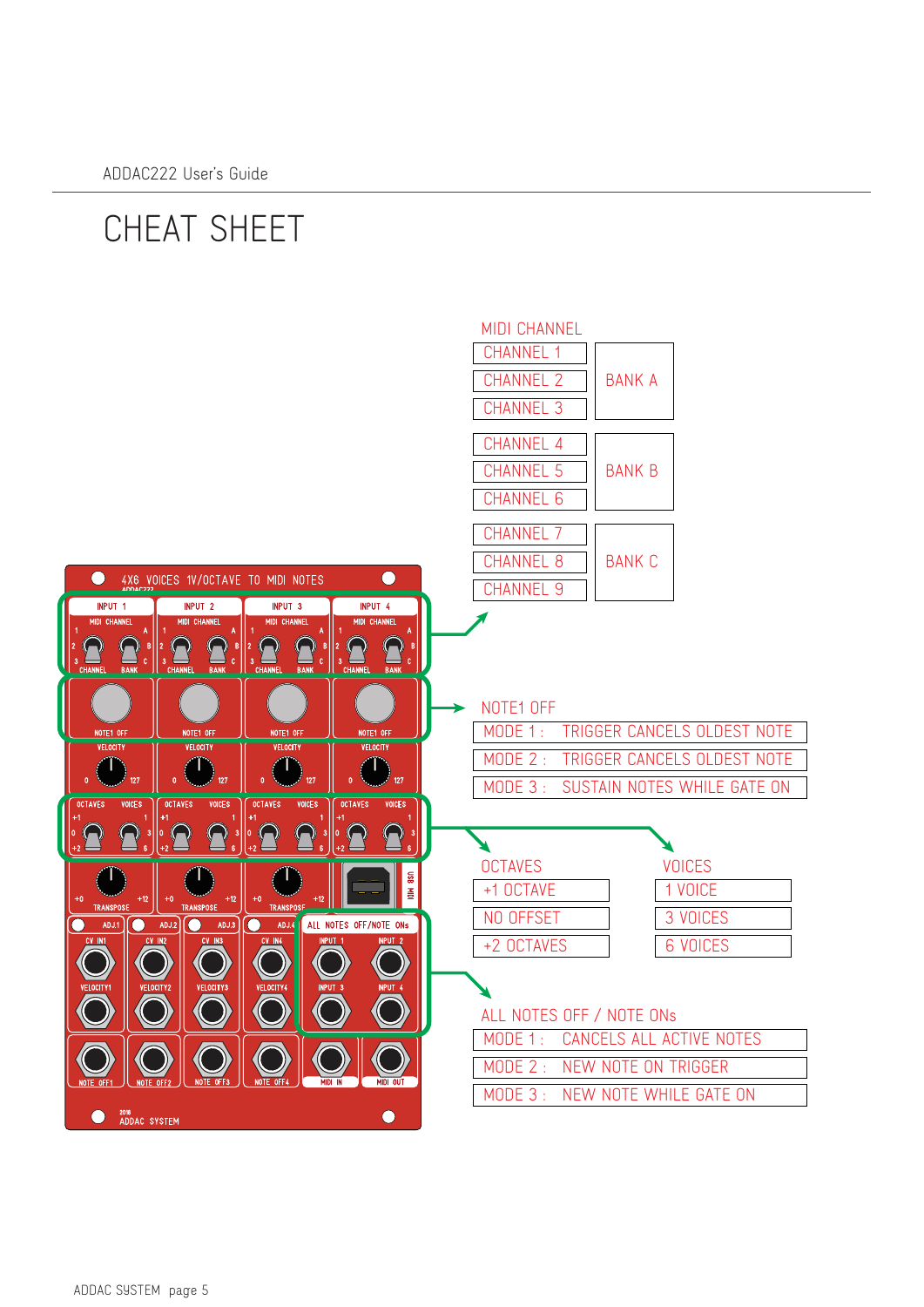# CHEAT SHEET

## MIDI CHANNEL

| Channel | Bank |
|---|---|
| CHANNEL 1 | BANK A |
| CHANNEL 2 | BANK A |
| CHANNEL 3 | BANK A |
| CHANNEL 4 | BANK B |
| CHANNEL 5 | BANK B |
| CHANNEL 6 | BANK B |
| CHANNEL 7 | BANK C |
| CHANNEL 8 | BANK C |
| CHANNEL 9 | BANK C |

## NOTE1 OFF

| Mode | Function |
|---|---|
| MODE 1 : | TRIGGER CANCELS OLDEST NOTE |
| MODE 2 : | TRIGGER CANCELS OLDEST NOTE |
| MODE 3 : | SUSTAIN NOTES WHILE GATE ON |

## OCTAVES

- +1 OCTAVE
- NO OFFSET
- +2 OCTAVES

## VOICES

- 1 VOICE
- 3 VOICES
- 6 VOICES

## ALL NOTES OFF / NOTE ONs

| Mode | Function |
|---|---|
| MODE 1 : | CANCELS ALL ACTIVE NOTES |
| MODE 2 : | NEW NOTE ON TRIGGER |
| MODE 3 : | NEW NOTE WHILE GATE ON |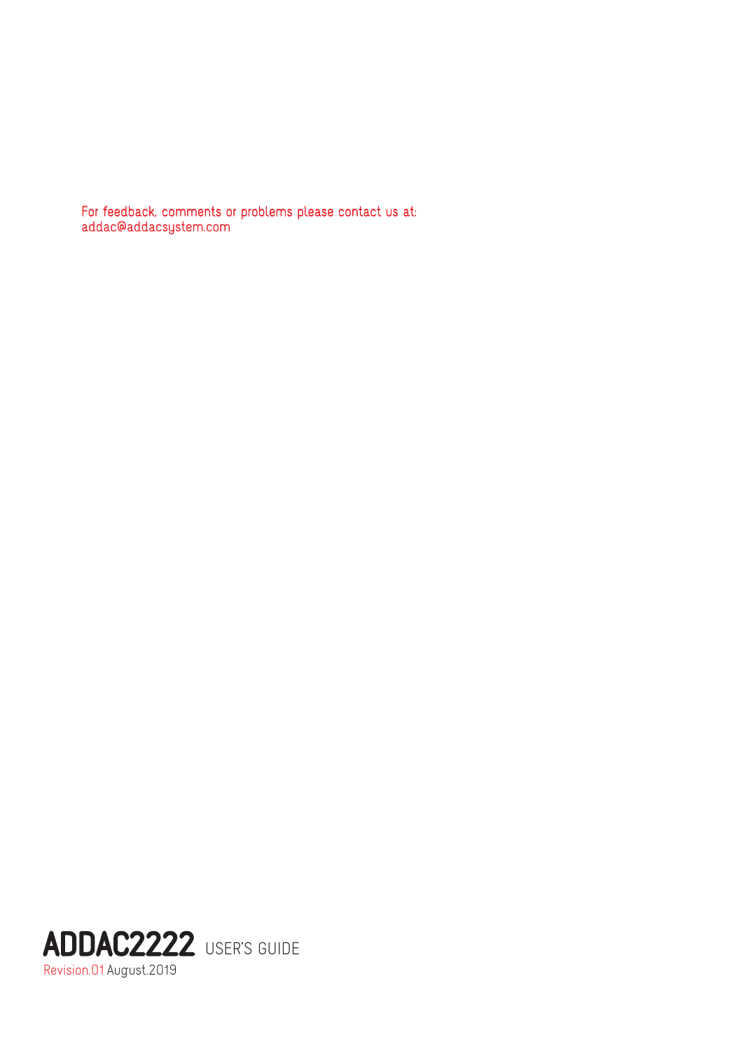For feedback, comments or problems please contact us at:
addac@addacsystem.com

**ADDAC2222** USER'S GUIDE
Revision.01 August.2019